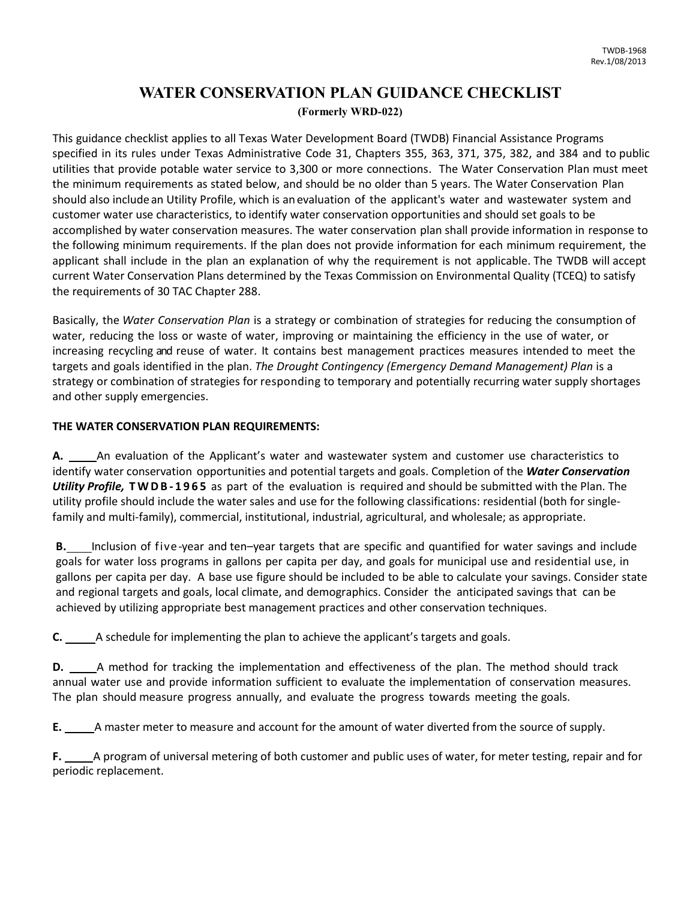TWDB-1968
Rev.1/08/2013

# WATER CONSERVATION PLAN GUIDANCE CHECKLIST

**(Formerly WRD-022)**

This guidance checklist applies to all Texas Water Development Board (TWDB) Financial Assistance Programs specified in its rules under Texas Administrative Code 31, Chapters 355, 363, 371, 375, 382, and 384 and to public utilities that provide potable water service to 3,300 or more connections. The Water Conservation Plan must meet the minimum requirements as stated below, and should be no older than 5 years. The Water Conservation Plan should also include an Utility Profile, which is an evaluation of the applicant's water and wastewater system and customer water use characteristics, to identify water conservation opportunities and should set goals to be accomplished by water conservation measures. The water conservation plan shall provide information in response to the following minimum requirements. If the plan does not provide information for each minimum requirement, the applicant shall include in the plan an explanation of why the requirement is not applicable. The TWDB will accept current Water Conservation Plans determined by the Texas Commission on Environmental Quality (TCEQ) to satisfy the requirements of 30 TAC Chapter 288.

Basically, the *Water Conservation Plan* is a strategy or combination of strategies for reducing the consumption of water, reducing the loss or waste of water, improving or maintaining the efficiency in the use of water, or increasing recycling and reuse of water. It contains best management practices measures intended to meet the targets and goals identified in the plan. *The Drought Contingency (Emergency Demand Management) Plan* is a strategy or combination of strategies for responding to temporary and potentially recurring water supply shortages and other supply emergencies.

**THE WATER CONSERVATION PLAN REQUIREMENTS:**

**A.** ____An evaluation of the Applicant's water and wastewater system and customer use characteristics to identify water conservation opportunities and potential targets and goals. Completion of the ***Water Conservation Utility Profile,*** **TWDB-1965** as part of the evaluation is required and should be submitted with the Plan. The utility profile should include the water sales and use for the following classifications: residential (both for single-family and multi-family), commercial, institutional, industrial, agricultural, and wholesale; as appropriate.

**B.** ____Inclusion of five-year and ten–year targets that are specific and quantified for water savings and include goals for water loss programs in gallons per capita per day, and goals for municipal use and residential use, in gallons per capita per day. A base use figure should be included to be able to calculate your savings. Consider state and regional targets and goals, local climate, and demographics. Consider the anticipated savings that can be achieved by utilizing appropriate best management practices and other conservation techniques.

**C.** ____A schedule for implementing the plan to achieve the applicant's targets and goals.

**D.** ____A method for tracking the implementation and effectiveness of the plan. The method should track annual water use and provide information sufficient to evaluate the implementation of conservation measures. The plan should measure progress annually, and evaluate the progress towards meeting the goals.

**E.** ____A master meter to measure and account for the amount of water diverted from the source of supply.

**F.** ____A program of universal metering of both customer and public uses of water, for meter testing, repair and for periodic replacement.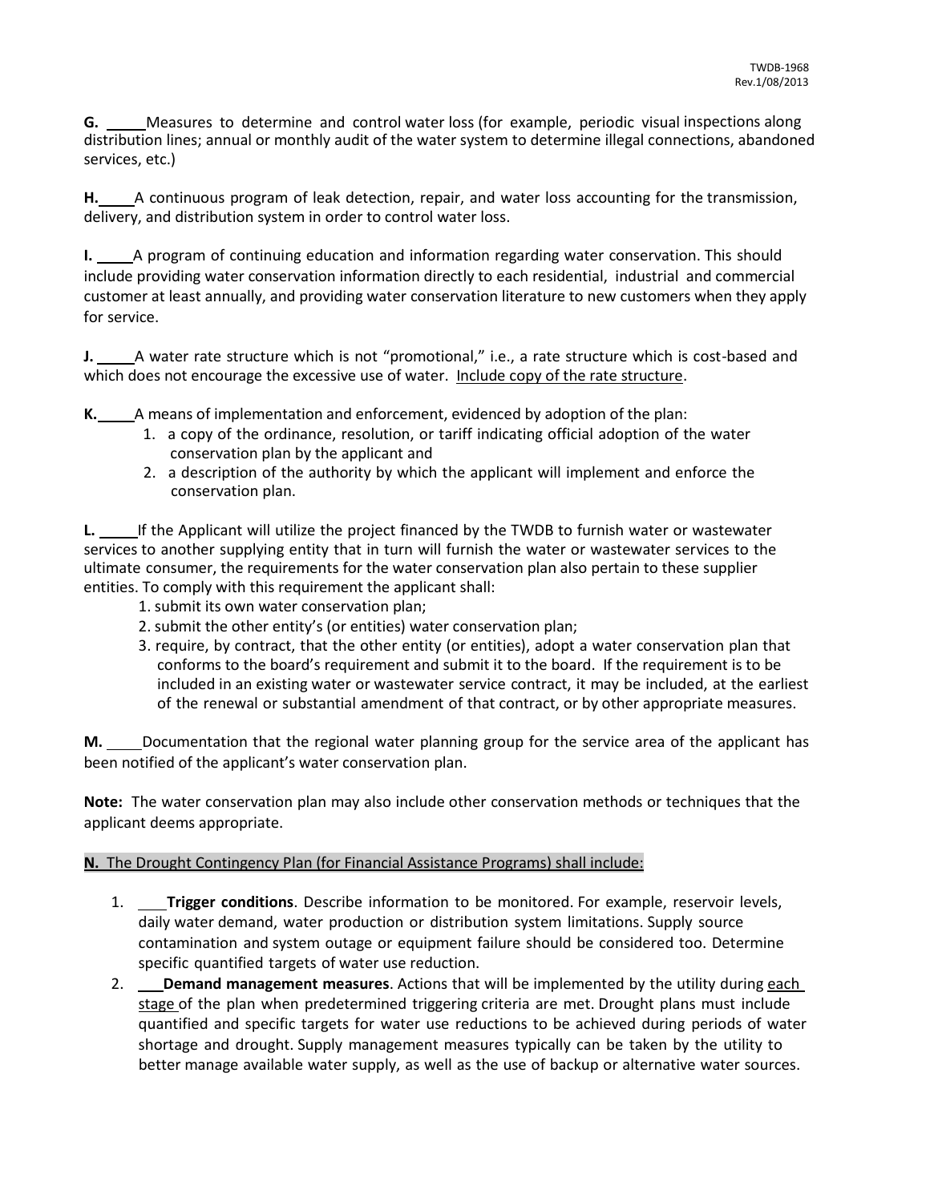**G.** _____ Measures to determine and control water loss (for example, periodic visual inspections along distribution lines; annual or monthly audit of the water system to determine illegal connections, abandoned services, etc.)

**H.** _____ A continuous program of leak detection, repair, and water loss accounting for the transmission, delivery, and distribution system in order to control water loss.

**I.** _____ A program of continuing education and information regarding water conservation. This should include providing water conservation information directly to each residential, industrial and commercial customer at least annually, and providing water conservation literature to new customers when they apply for service.

**J.** _____ A water rate structure which is not "promotional," i.e., a rate structure which is cost-based and which does not encourage the excessive use of water. <u>Include copy of the rate structure</u>.

**K.** _____ A means of implementation and enforcement, evidenced by adoption of the plan:

1. a copy of the ordinance, resolution, or tariff indicating official adoption of the water conservation plan by the applicant and
2. a description of the authority by which the applicant will implement and enforce the conservation plan.

**L.** _____ If the Applicant will utilize the project financed by the TWDB to furnish water or wastewater services to another supplying entity that in turn will furnish the water or wastewater services to the ultimate consumer, the requirements for the water conservation plan also pertain to these supplier entities. To comply with this requirement the applicant shall:

1. submit its own water conservation plan;
2. submit the other entity's (or entities) water conservation plan;
3. require, by contract, that the other entity (or entities), adopt a water conservation plan that conforms to the board's requirement and submit it to the board. If the requirement is to be included in an existing water or wastewater service contract, it may be included, at the earliest of the renewal or substantial amendment of that contract, or by other appropriate measures.

**M.** _____ Documentation that the regional water planning group for the service area of the applicant has been notified of the applicant's water conservation plan.

**Note:** The water conservation plan may also include other conservation methods or techniques that the applicant deems appropriate.

**<u>N. The Drought Contingency Plan (for Financial Assistance Programs) shall include:</u>**

1. _____ **Trigger conditions**. Describe information to be monitored. For example, reservoir levels, daily water demand, water production or distribution system limitations. Supply source contamination and system outage or equipment failure should be considered too. Determine specific quantified targets of water use reduction.
2. _____ **Demand management measures**. Actions that will be implemented by the utility during <u>each stage</u> of the plan when predetermined triggering criteria are met. Drought plans must include quantified and specific targets for water use reductions to be achieved during periods of water shortage and drought. Supply management measures typically can be taken by the utility to better manage available water supply, as well as the use of backup or alternative water sources.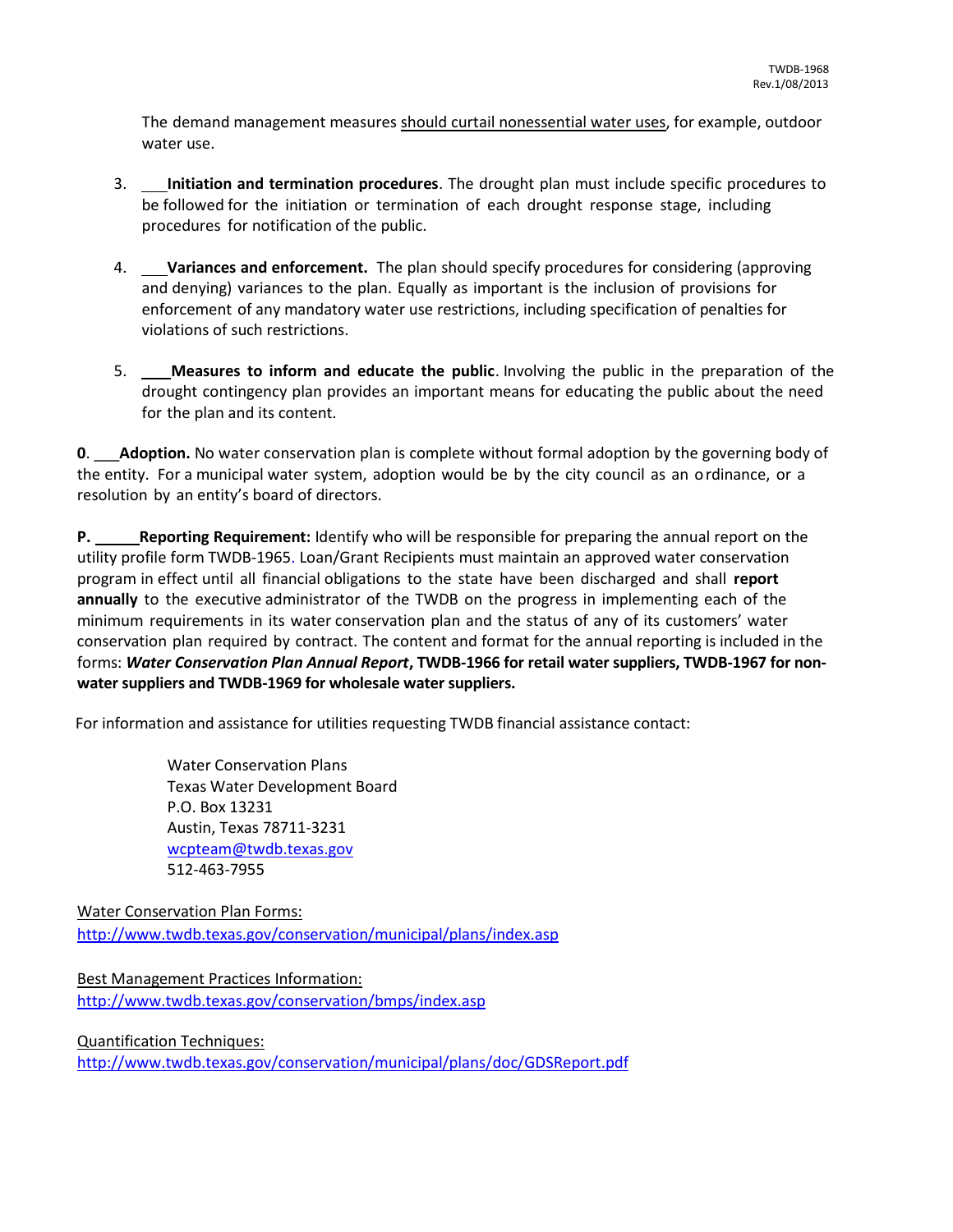The demand management measures should curtail nonessential water uses, for example, outdoor water use.

3. ___ **Initiation and termination procedures**. The drought plan must include specific procedures to be followed for the initiation or termination of each drought response stage, including procedures for notification of the public.

4. ___ **Variances and enforcement.** The plan should specify procedures for considering (approving and denying) variances to the plan. Equally as important is the inclusion of provisions for enforcement of any mandatory water use restrictions, including specification of penalties for violations of such restrictions.

5. ___ **Measures to inform and educate the public**. Involving the public in the preparation of the drought contingency plan provides an important means for educating the public about the need for the plan and its content.

**0**. ___ **Adoption.** No water conservation plan is complete without formal adoption by the governing body of the entity. For a municipal water system, adoption would be by the city council as an ordinance, or a resolution by an entity's board of directors.

**P.** _____ **Reporting Requirement:** Identify who will be responsible for preparing the annual report on the utility profile form TWDB-1965. Loan/Grant Recipients must maintain an approved water conservation program in effect until all financial obligations to the state have been discharged and shall **report annually** to the executive administrator of the TWDB on the progress in implementing each of the minimum requirements in its water conservation plan and the status of any of its customers' water conservation plan required by contract. The content and format for the annual reporting is included in the forms: ***Water Conservation Plan Annual Report*, TWDB-1966 for retail water suppliers, TWDB-1967 for non-water suppliers and TWDB-1969 for wholesale water suppliers.**

For information and assistance for utilities requesting TWDB financial assistance contact:

Water Conservation Plans
Texas Water Development Board
P.O. Box 13231
Austin, Texas 78711-3231
wcpteam@twdb.texas.gov
512-463-7955

Water Conservation Plan Forms:
http://www.twdb.texas.gov/conservation/municipal/plans/index.asp

Best Management Practices Information:
http://www.twdb.texas.gov/conservation/bmps/index.asp

Quantification Techniques:
http://www.twdb.texas.gov/conservation/municipal/plans/doc/GDSReport.pdf